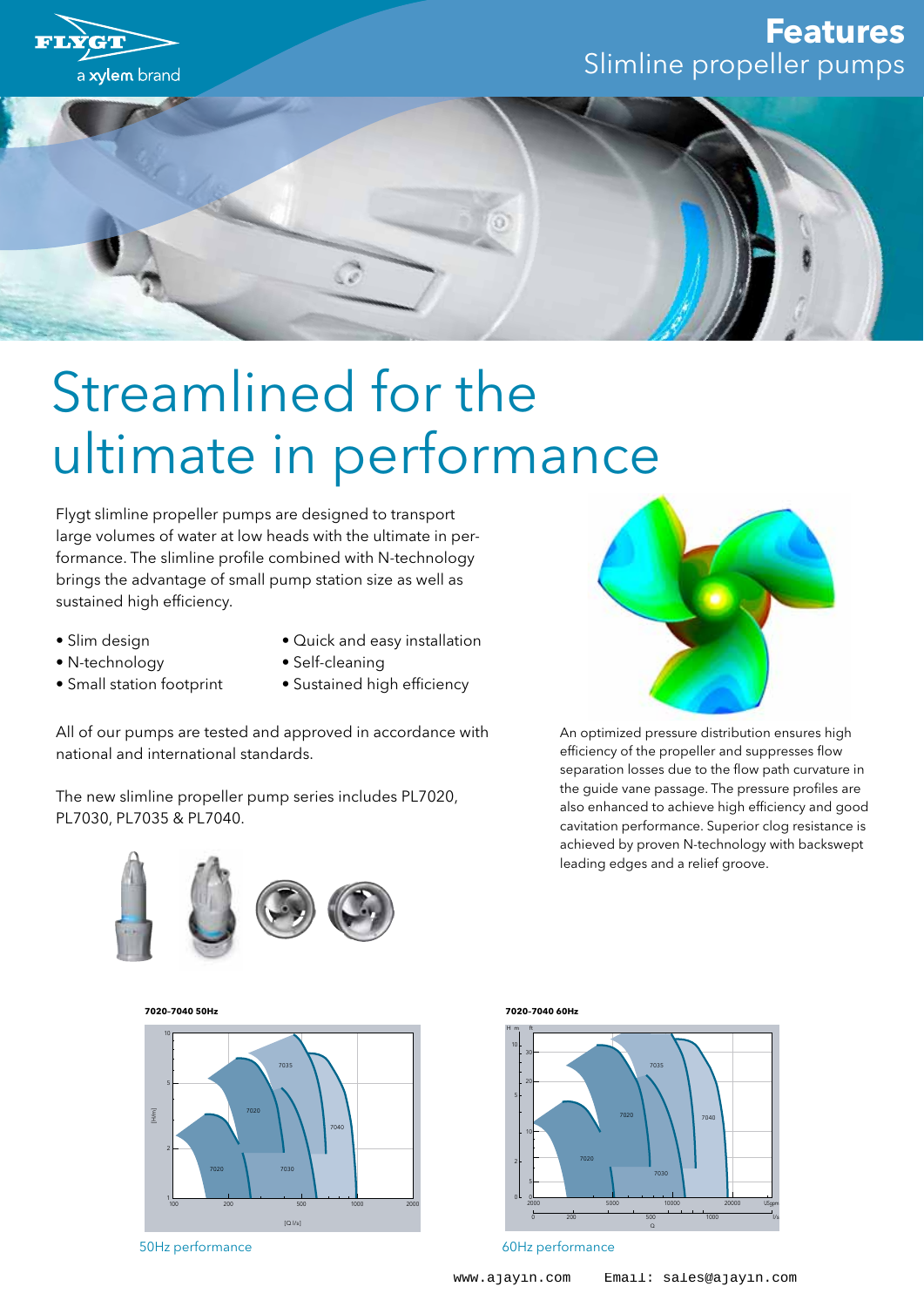# Features

## Slimline propeller pumps

# Streamlined for the ultimate in performance

Flygt slimline propeller pumps are designed to transport large volumes of water at low heads with the ultimate in performance. The slimline profile combined with N-technology brings the advantage of small pump station size as well as sustained high efficiency.

- Slim design
- N-technology
- Small station footprint
- Quick and easy installation
- Self-cleaning
- Sustained high efficiency

All of our pumps are tested and approved in accordance with national and international standards.

The new slimline propeller pump series includes PL7020, PL7030, PL7035 & PL7040.

An optimized pressure distribution ensures high efficiency of the propeller and suppresses flow separation losses due to the flow path curvature in the guide vane passage. The pressure profiles are also enhanced to achieve high efficiency and good cavitation performance. Superior clog resistance is achieved by proven N-technology with backswept leading edges and a relief groove.

**7020-7040 50Hz**

50Hz performance

**7020-7040 60Hz**

60Hz performance

www.ajayin.com Email: sales@ajayin.com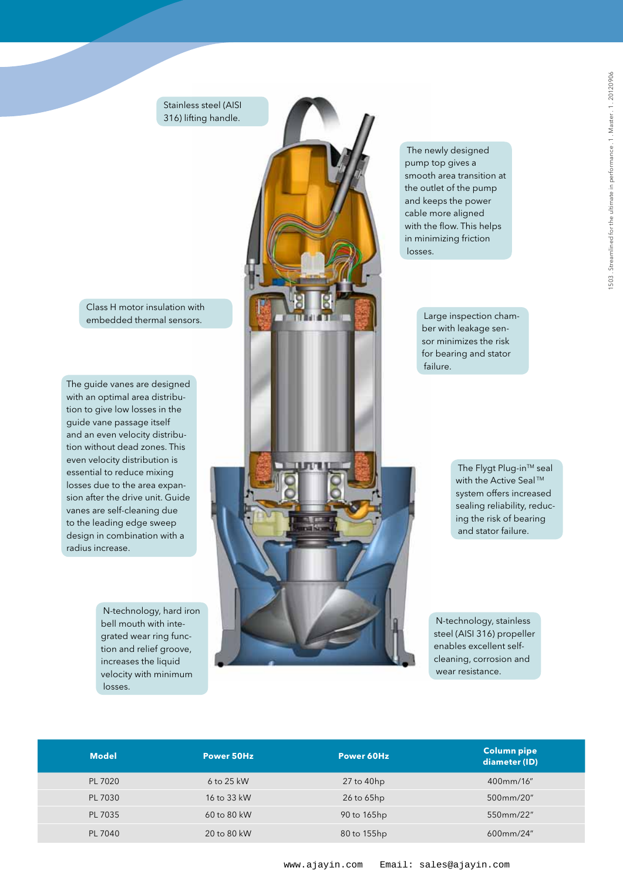Stainless steel (AISI 316) lifting handle.

The newly designed pump top gives a smooth area transition at the outlet of the pump and keeps the power cable more aligned with the flow. This helps in minimizing friction losses.

Class H motor insulation with embedded thermal sensors.

Large inspection chamber with leakage sensor minimizes the risk for bearing and stator failure.

The guide vanes are designed with an optimal area distribution to give low losses in the guide vane passage itself and an even velocity distribution without dead zones. This even velocity distribution is essential to reduce mixing losses due to the area expansion after the drive unit. Guide vanes are self-cleaning due to the leading edge sweep design in combination with a radius increase.

The Flygt Plug-in™ seal with the Active Seal™ system offers increased sealing reliability, reducing the risk of bearing and stator failure.

N-technology, hard iron bell mouth with integrated wear ring function and relief groove, increases the liquid velocity with minimum losses.

N-technology, stainless steel (AISI 316) propeller enables excellent self-cleaning, corrosion and wear resistance.

| Model | Power 50Hz | Power 60Hz | Column pipe diameter (ID) |
|---|---|---|---|
| PL 7020 | 6 to 25 kW | 27 to 40hp | 400mm/16" |
| PL 7030 | 16 to 33 kW | 26 to 65hp | 500mm/20" |
| PL 7035 | 60 to 80 kW | 90 to 165hp | 550mm/22" |
| PL 7040 | 20 to 80 kW | 80 to 155hp | 600mm/24" |

www.ajayin.com Email: sales@ajayin.com